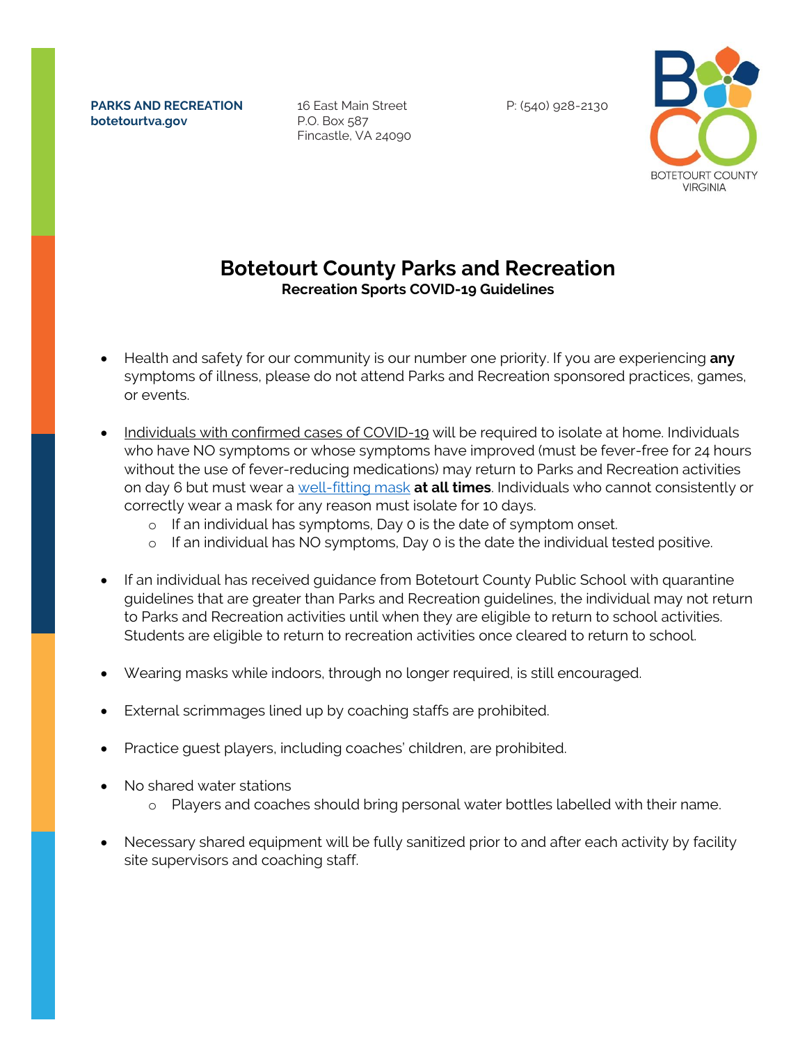**PARKS AND RECREATION**
**botetourtva.gov**

16 East Main Street
P.O. Box 587
Fincastle, VA 24090

P: (540) 928-2130

BOTETOURT COUNTY VIRGINIA

# Botetourt County Parks and Recreation

## Recreation Sports COVID-19 Guidelines

- Health and safety for our community is our number one priority. If you are experiencing **any** symptoms of illness, please do not attend Parks and Recreation sponsored practices, games, or events.

- Individuals with confirmed cases of COVID-19 will be required to isolate at home. Individuals who have NO symptoms or whose symptoms have improved (must be fever-free for 24 hours without the use of fever-reducing medications) may return to Parks and Recreation activities on day 6 but must wear a well-fitting mask **at all times**. Individuals who cannot consistently or correctly wear a mask for any reason must isolate for 10 days.
  - If an individual has symptoms, Day 0 is the date of symptom onset.
  - If an individual has NO symptoms, Day 0 is the date the individual tested positive.

- If an individual has received guidance from Botetourt County Public School with quarantine guidelines that are greater than Parks and Recreation guidelines, the individual may not return to Parks and Recreation activities until when they are eligible to return to school activities. Students are eligible to return to recreation activities once cleared to return to school.

- Wearing masks while indoors, through no longer required, is still encouraged.

- External scrimmages lined up by coaching staffs are prohibited.

- Practice guest players, including coaches' children, are prohibited.

- No shared water stations
  - Players and coaches should bring personal water bottles labelled with their name.

- Necessary shared equipment will be fully sanitized prior to and after each activity by facility site supervisors and coaching staff.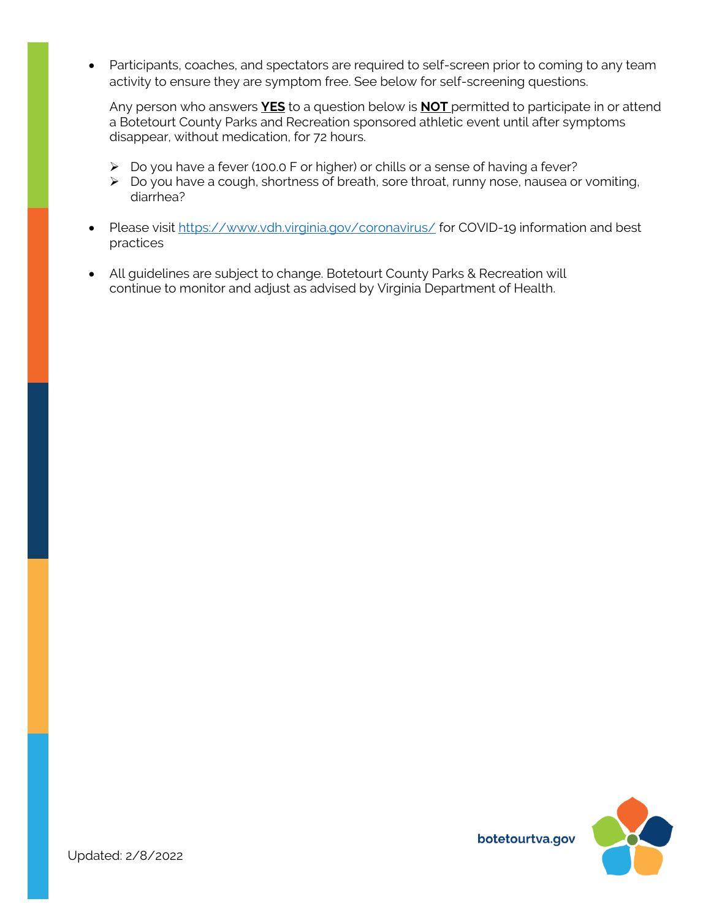- Participants, coaches, and spectators are required to self-screen prior to coming to any team activity to ensure they are symptom free. See below for self-screening questions.

  Any person who answers **YES** to a question below is **NOT** permitted to participate in or attend a Botetourt County Parks and Recreation sponsored athletic event until after symptoms disappear, without medication, for 72 hours.

  - Do you have a fever (100.0 F or higher) or chills or a sense of having a fever?
  - Do you have a cough, shortness of breath, sore throat, runny nose, nausea or vomiting, diarrhea?

- Please visit https://www.vdh.virginia.gov/coronavirus/ for COVID-19 information and best practices

- All guidelines are subject to change. Botetourt County Parks & Recreation will continue to monitor and adjust as advised by Virginia Department of Health.

Updated: 2/8/2022

botetourtva.gov